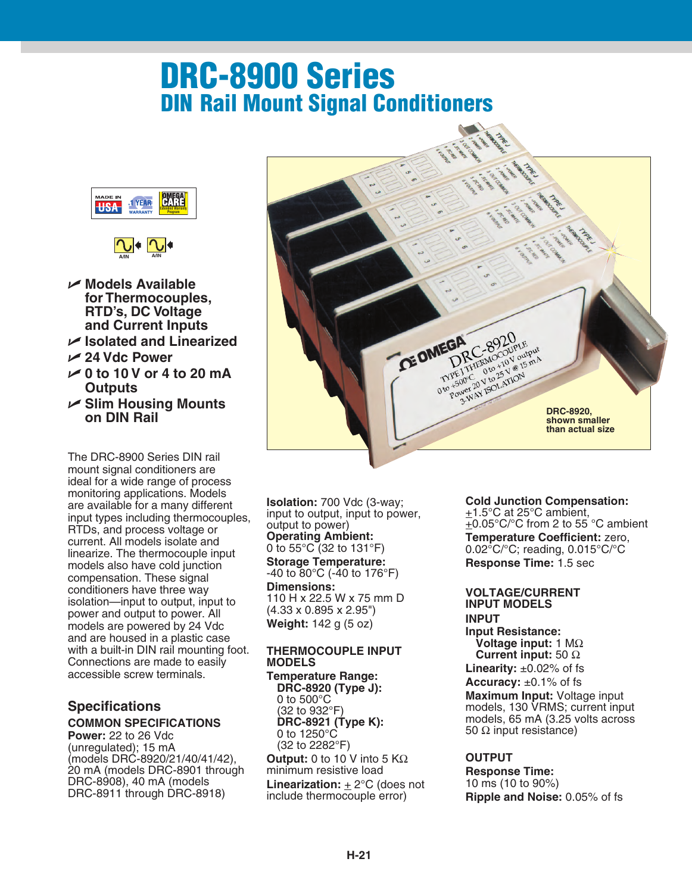# DRC-8900 Series
## DIN Rail Mount Signal Conditioners

- Models Available for Thermocouples, RTD's, DC Voltage and Current Inputs
- Isolated and Linearized
- 24 Vdc Power
- 0 to 10 V or 4 to 20 mA Outputs
- Slim Housing Mounts on DIN Rail

DRC-8920, shown smaller than actual size

The DRC-8900 Series DIN rail mount signal conditioners are ideal for a wide range of process monitoring applications. Models are available for a many different input types including thermocouples, RTDs, and process voltage or current. All models isolate and linearize. The thermocouple input models also have cold junction compensation. These signal conditioners have three way isolation—input to output, input to power and output to power. All models are powered by 24 Vdc and are housed in a plastic case with a built-in DIN rail mounting foot. Connections are made to easily accessible screw terminals.

## Specifications

### COMMON SPECIFICATIONS

**Power:** 22 to 26 Vdc (unregulated); 15 mA (models DRC-8920/21/40/41/42), 20 mA (models DRC-8901 through DRC-8908), 40 mA (models DRC-8911 through DRC-8918)

**Isolation:** 700 Vdc (3-way; input to output, input to power, output to power)

**Operating Ambient:** 0 to 55°C (32 to 131°F)

**Storage Temperature:** -40 to 80°C (-40 to 176°F)

**Dimensions:** 110 H x 22.5 W x 75 mm D (4.33 x 0.895 x 2.95")

**Weight:** 142 g (5 oz)

### THERMOCOUPLE INPUT MODELS

**Temperature Range:**
- **DRC-8920 (Type J):** 0 to 500°C (32 to 932°F)
- **DRC-8921 (Type K):** 0 to 1250°C (32 to 2282°F)

**Output:** 0 to 10 V into 5 KΩ minimum resistive load

**Linearization:** ± 2°C (does not include thermocouple error)

**Cold Junction Compensation:** ±1.5°C at 25°C ambient, ±0.05°C/°C from 2 to 55 °C ambient

**Temperature Coefficient:** zero, 0.02°C/°C; reading, 0.015°C/°C

**Response Time:** 1.5 sec

### VOLTAGE/CURRENT INPUT MODELS

**INPUT**

**Input Resistance:**
- **Voltage input:** 1 MΩ
- **Current input:** 50 Ω

**Linearity:** ±0.02% of fs

**Accuracy:** ±0.1% of fs

**Maximum Input:** Voltage input models, 130 VRMS; current input models, 65 mA (3.25 volts across 50 Ω input resistance)

**OUTPUT**

**Response Time:** 10 ms (10 to 90%)

**Ripple and Noise:** 0.05% of fs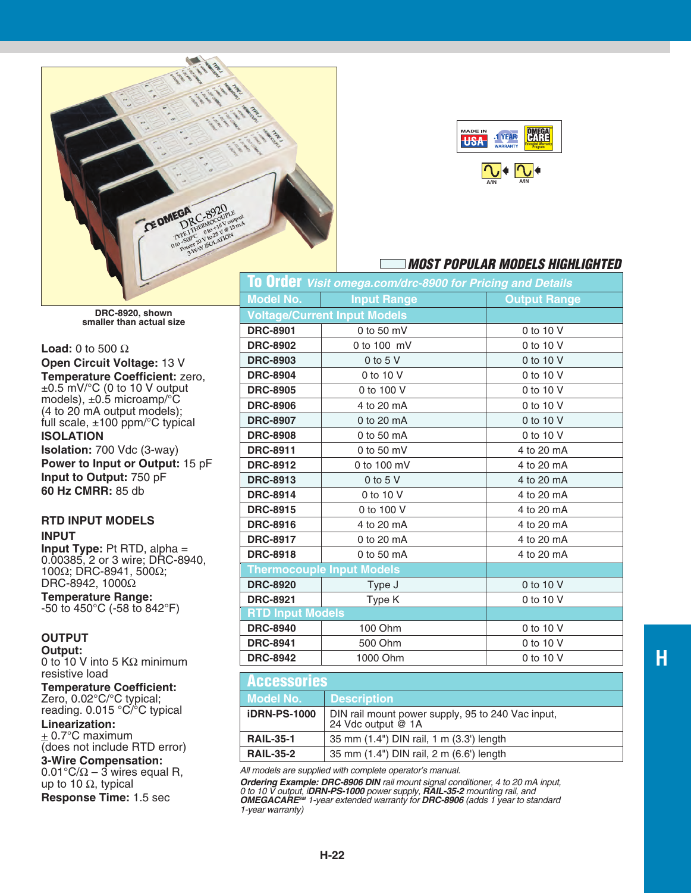DRC-8920, shown smaller than actual size

**Load:** 0 to 500 Ω
**Open Circuit Voltage:** 13 V
**Temperature Coefficient:** zero, ±0.5 mV/°C (0 to 10 V output models), ±0.5 microamp/°C (4 to 20 mA output models); full scale, ±100 ppm/°C typical

**ISOLATION**
**Isolation:** 700 Vdc (3-way)
**Power to Input or Output:** 15 pF
**Input to Output:** 750 pF
**60 Hz CMRR:** 85 db

**RTD INPUT MODELS**

**INPUT**
**Input Type:** Pt RTD, alpha = 0.00385, 2 or 3 wire; DRC-8940, 100Ω; DRC-8941, 500Ω; DRC-8942, 1000Ω
**Temperature Range:** -50 to 450°C (-58 to 842°F)

**OUTPUT**
**Output:** 0 to 10 V into 5 KΩ minimum resistive load
**Temperature Coefficient:** Zero, 0.02°C/°C typical; reading. 0.015 °C/°C typical
**Linearization:** ± 0.7°C maximum (does not include RTD error)
**3-Wire Compensation:** 0.01°C/Ω – 3 wires equal R, up to 10 Ω, typical
**Response Time:** 1.5 sec

MOST POPULAR MODELS HIGHLIGHTED

## To Order *Visit omega.com/drc-8900 for Pricing and Details*

| Model No. | Input Range | Output Range |
|---|---|---|
| **Voltage/Current Input Models** | | |
| **DRC-8901** | 0 to 50 mV | 0 to 10 V |
| **DRC-8902** | 0 to 100 mV | 0 to 10 V |
| **DRC-8903** | 0 to 5 V | 0 to 10 V |
| **DRC-8904** | 0 to 10 V | 0 to 10 V |
| **DRC-8905** | 0 to 100 V | 0 to 10 V |
| **DRC-8906** | 4 to 20 mA | 0 to 10 V |
| **DRC-8907** | 0 to 20 mA | 0 to 10 V |
| **DRC-8908** | 0 to 50 mA | 0 to 10 V |
| **DRC-8911** | 0 to 50 mV | 4 to 20 mA |
| **DRC-8912** | 0 to 100 mV | 4 to 20 mA |
| **DRC-8913** | 0 to 5 V | 4 to 20 mA |
| **DRC-8914** | 0 to 10 V | 4 to 20 mA |
| **DRC-8915** | 0 to 100 V | 4 to 20 mA |
| **DRC-8916** | 4 to 20 mA | 4 to 20 mA |
| **DRC-8917** | 0 to 20 mA | 4 to 20 mA |
| **DRC-8918** | 0 to 50 mA | 4 to 20 mA |
| **Thermocouple Input Models** | | |
| **DRC-8920** | Type J | 0 to 10 V |
| **DRC-8921** | Type K | 0 to 10 V |
| **RTD Input Models** | | |
| **DRC-8940** | 100 Ohm | 0 to 10 V |
| **DRC-8941** | 500 Ohm | 0 to 10 V |
| **DRC-8942** | 1000 Ohm | 0 to 10 V |

## Accessories

| Model No. | Description |
|---|---|
| **iDRN-PS-1000** | DIN rail mount power supply, 95 to 240 Vac input, 24 Vdc output @ 1A |
| **RAIL-35-1** | 35 mm (1.4") DIN rail, 1 m (3.3') length |
| **RAIL-35-2** | 35 mm (1.4") DIN rail, 2 m (6.6') length |

*All models are supplied with complete operator's manual.*

***Ordering Example: DRC-8906 DIN** rail mount signal conditioner, 4 to 20 mA input, 0 to 10 V output, **iDRN-PS-1000** power supply, **RAIL-35-2** mounting rail, and **OMEGACARE**SM 1-year extended warranty for **DRC-8906** (adds 1 year to standard 1-year warranty)*